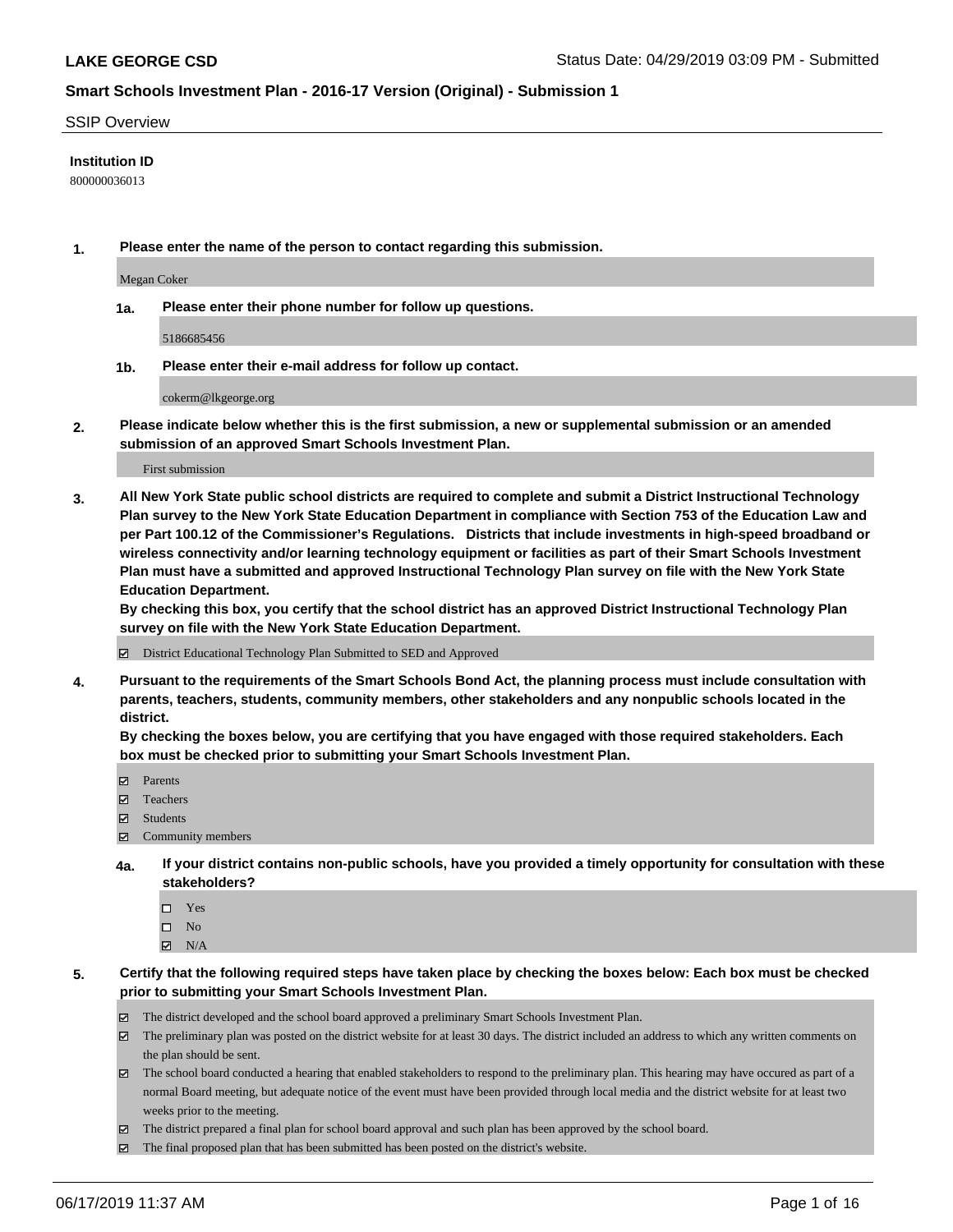**LAKE GEORGE CSD** Status Date: 04/29/2019 03:09 PM - Submitted

## Smart Schools Investment Plan - 2016-17 Version (Original) - Submission 1

SSIP Overview

**Institution ID**

800000036013

**1. Please enter the name of the person to contact regarding this submission.**

Megan Coker

**1a. Please enter their phone number for follow up questions.**

5186685456

**1b. Please enter their e-mail address for follow up contact.**

cokerm@lkgeorge.org

**2. Please indicate below whether this is the first submission, a new or supplemental submission or an amended submission of an approved Smart Schools Investment Plan.**

First submission

**3. All New York State public school districts are required to complete and submit a District Instructional Technology Plan survey to the New York State Education Department in compliance with Section 753 of the Education Law and per Part 100.12 of the Commissioner's Regulations. Districts that include investments in high-speed broadband or wireless connectivity and/or learning technology equipment or facilities as part of their Smart Schools Investment Plan must have a submitted and approved Instructional Technology Plan survey on file with the New York State Education Department.**
**By checking this box, you certify that the school district has an approved District Instructional Technology Plan survey on file with the New York State Education Department.**

☑ District Educational Technology Plan Submitted to SED and Approved

**4. Pursuant to the requirements of the Smart Schools Bond Act, the planning process must include consultation with parents, teachers, students, community members, other stakeholders and any nonpublic schools located in the district.**
**By checking the boxes below, you are certifying that you have engaged with those required stakeholders. Each box must be checked prior to submitting your Smart Schools Investment Plan.**

☑ Parents
☑ Teachers
☑ Students
☑ Community members

**4a. If your district contains non-public schools, have you provided a timely opportunity for consultation with these stakeholders?**

☐ Yes
☐ No
☑ N/A

**5. Certify that the following required steps have taken place by checking the boxes below: Each box must be checked prior to submitting your Smart Schools Investment Plan.**

☑ The district developed and the school board approved a preliminary Smart Schools Investment Plan.
☑ The preliminary plan was posted on the district website for at least 30 days. The district included an address to which any written comments on the plan should be sent.
☑ The school board conducted a hearing that enabled stakeholders to respond to the preliminary plan. This hearing may have occured as part of a normal Board meeting, but adequate notice of the event must have been provided through local media and the district website for at least two weeks prior to the meeting.
☑ The district prepared a final plan for school board approval and such plan has been approved by the school board.
☑ The final proposed plan that has been submitted has been posted on the district's website.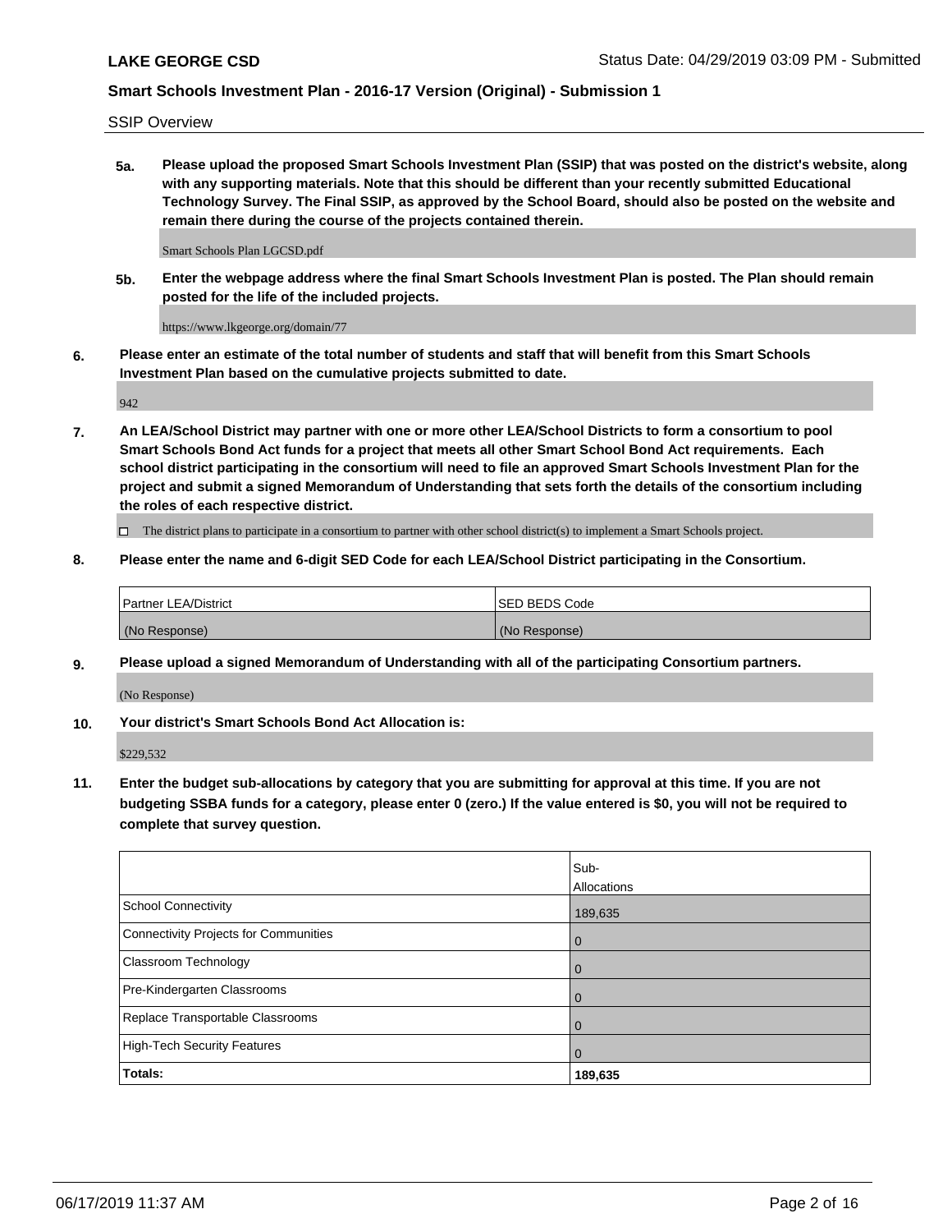SSIP Overview

**5a. Please upload the proposed Smart Schools Investment Plan (SSIP) that was posted on the district's website, along with any supporting materials. Note that this should be different than your recently submitted Educational Technology Survey. The Final SSIP, as approved by the School Board, should also be posted on the website and remain there during the course of the projects contained therein.**

Smart Schools Plan LGCSD.pdf

**5b. Enter the webpage address where the final Smart Schools Investment Plan is posted. The Plan should remain posted for the life of the included projects.**

https://www.lkgeorge.org/domain/77

**6. Please enter an estimate of the total number of students and staff that will benefit from this Smart Schools Investment Plan based on the cumulative projects submitted to date.**

942

**7. An LEA/School District may partner with one or more other LEA/School Districts to form a consortium to pool Smart Schools Bond Act funds for a project that meets all other Smart School Bond Act requirements. Each school district participating in the consortium will need to file an approved Smart Schools Investment Plan for the project and submit a signed Memorandum of Understanding that sets forth the details of the consortium including the roles of each respective district.**

☐ The district plans to participate in a consortium to partner with other school district(s) to implement a Smart Schools project.

**8. Please enter the name and 6-digit SED Code for each LEA/School District participating in the Consortium.**

| Partner LEA/District | SED BEDS Code |
|---|---|
| (No Response) | (No Response) |

**9. Please upload a signed Memorandum of Understanding with all of the participating Consortium partners.**

(No Response)

**10. Your district's Smart Schools Bond Act Allocation is:**

$229,532

**11. Enter the budget sub-allocations by category that you are submitting for approval at this time. If you are not budgeting SSBA funds for a category, please enter 0 (zero.) If the value entered is $0, you will not be required to complete that survey question.**

| | Sub-Allocations |
|---|---|
| School Connectivity | 189,635 |
| Connectivity Projects for Communities | 0 |
| Classroom Technology | 0 |
| Pre-Kindergarten Classrooms | 0 |
| Replace Transportable Classrooms | 0 |
| High-Tech Security Features | 0 |
| **Totals:** | **189,635** |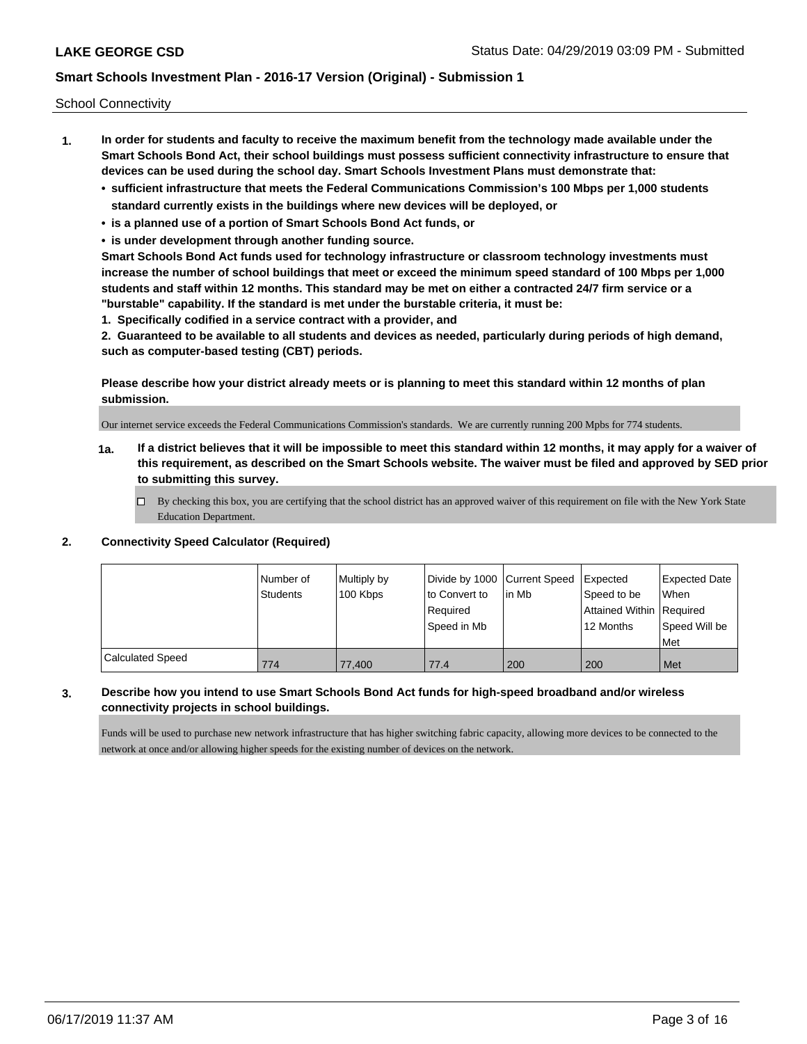School Connectivity

1. **In order for students and faculty to receive the maximum benefit from the technology made available under the Smart Schools Bond Act, their school buildings must possess sufficient connectivity infrastructure to ensure that devices can be used during the school day. Smart Schools Investment Plans must demonstrate that:**
   - **sufficient infrastructure that meets the Federal Communications Commission's 100 Mbps per 1,000 students standard currently exists in the buildings where new devices will be deployed, or**
   - **is a planned use of a portion of Smart Schools Bond Act funds, or**
   - **is under development through another funding source.**

   **Smart Schools Bond Act funds used for technology infrastructure or classroom technology investments must increase the number of school buildings that meet or exceed the minimum speed standard of 100 Mbps per 1,000 students and staff within 12 months. This standard may be met on either a contracted 24/7 firm service or a "burstable" capability. If the standard is met under the burstable criteria, it must be:**

   **1. Specifically codified in a service contract with a provider, and**

   **2. Guaranteed to be available to all students and devices as needed, particularly during periods of high demand, such as computer-based testing (CBT) periods.**

   **Please describe how your district already meets or is planning to meet this standard within 12 months of plan submission.**

   Our internet service exceeds the Federal Communications Commission's standards. We are currently running 200 Mpbs for 774 students.

   **1a. If a district believes that it will be impossible to meet this standard within 12 months, it may apply for a waiver of this requirement, as described on the Smart Schools website. The waiver must be filed and approved by SED prior to submitting this survey.**

   ☐ By checking this box, you are certifying that the school district has an approved waiver of this requirement on file with the New York State Education Department.

2. **Connectivity Speed Calculator (Required)**

| | Number of Students | Multiply by 100 Kbps | Divide by 1000 to Convert to Required Speed in Mb | Current Speed in Mb | Expected Speed to be Attained Within 12 Months | Expected Date When Required Speed Will be Met |
|---|---|---|---|---|---|---|
| Calculated Speed | 774 | 77,400 | 77.4 | 200 | 200 | Met |

3. **Describe how you intend to use Smart Schools Bond Act funds for high-speed broadband and/or wireless connectivity projects in school buildings.**

   Funds will be used to purchase new network infrastructure that has higher switching fabric capacity, allowing more devices to be connected to the network at once and/or allowing higher speeds for the existing number of devices on the network.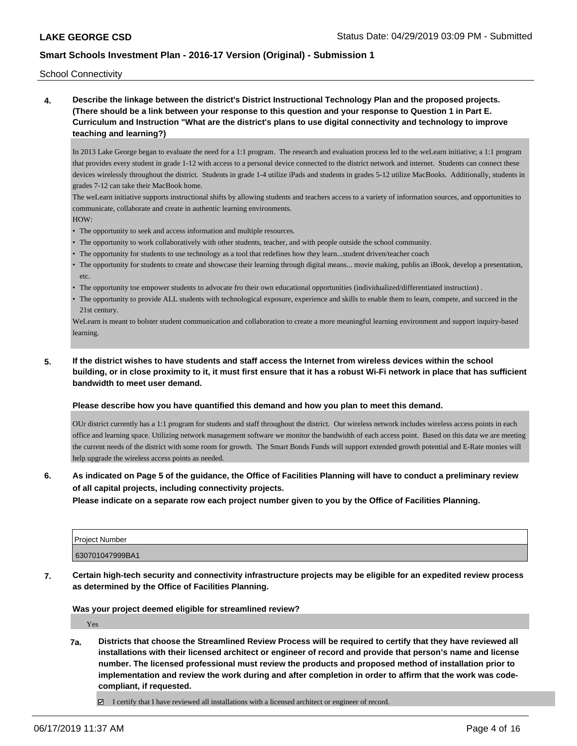School Connectivity

**4. Describe the linkage between the district's District Instructional Technology Plan and the proposed projects. (There should be a link between your response to this question and your response to Question 1 in Part E. Curriculum and Instruction "What are the district's plans to use digital connectivity and technology to improve teaching and learning?)**

In 2013 Lake George began to evaluate the need for a 1:1 program. The research and evaluation process led to the weLearn initiative; a 1:1 program that provides every student in grade 1-12 with access to a personal device connected to the district network and internet. Students can connect these devices wirelessly throughout the district. Students in grade 1-4 utilize iPads and students in grades 5-12 utilize MacBooks. Additionally, students in grades 7-12 can take their MacBook home.

The weLearn initiative supports instructional shifts by allowing students and teachers access to a variety of information sources, and opportunities to communicate, collaborate and create in authentic learning environments.

HOW:

- The opportunity to seek and access information and multiple resources.
- The opportunity to work collaboratively with other students, teacher, and with people outside the school community.
- The opportunity for students to use technology as a tool that redefines how they learn...student driven/teacher coach
- The opportunity for students to create and showcase their learning through digital means... movie making, publis an iBook, develop a presentation, etc.
- The opportunity toe empower students to advocate fro their own educational opportunities (individualized/differentiated instruction) .
- The opportunity to provide ALL students with technological exposure, experience and skills to enable them to learn, compete, and succeed in the 21st century.

WeLearn is meant to bolster student communication and collaboration to create a more meaningful learning environment and support inquiry-based learning.

**5. If the district wishes to have students and staff access the Internet from wireless devices within the school building, or in close proximity to it, it must first ensure that it has a robust Wi-Fi network in place that has sufficient bandwidth to meet user demand.**

**Please describe how you have quantified this demand and how you plan to meet this demand.**

OUr district currently has a 1:1 program for students and staff throughout the district. Our wireless network includes wireless access points in each office and learning space. Utilizing network management software we monitor the bandwidth of each access point. Based on this data we are meeting the current needs of the district with some room for growth. The Smart Bonds Funds will support extended growth potential and E-Rate monies will help upgrade the wireless access points as needed.

**6. As indicated on Page 5 of the guidance, the Office of Facilities Planning will have to conduct a preliminary review of all capital projects, including connectivity projects.**
**Please indicate on a separate row each project number given to you by the Office of Facilities Planning.**

| Project Number |
| --- |
| 630701047999BA1 |

**7. Certain high-tech security and connectivity infrastructure projects may be eligible for an expedited review process as determined by the Office of Facilities Planning.**

**Was your project deemed eligible for streamlined review?**

Yes

**7a. Districts that choose the Streamlined Review Process will be required to certify that they have reviewed all installations with their licensed architect or engineer of record and provide that person's name and license number. The licensed professional must review the products and proposed method of installation prior to implementation and review the work during and after completion in order to affirm that the work was code-compliant, if requested.**

☑ I certify that I have reviewed all installations with a licensed architect or engineer of record.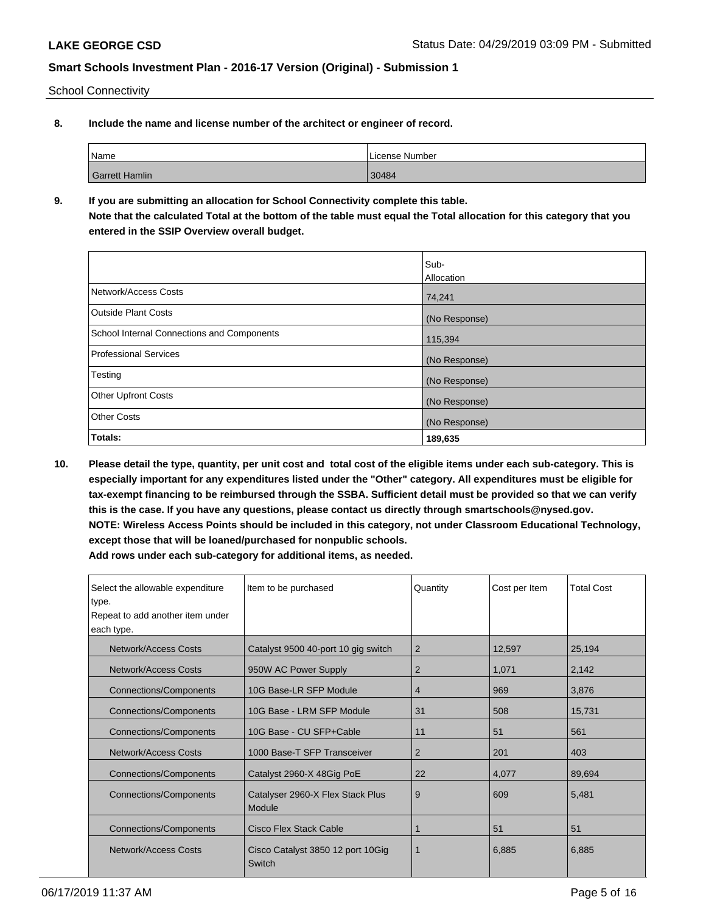School Connectivity

**8. Include the name and license number of the architect or engineer of record.**

| Name | License Number |
|---|---|
| Garrett Hamlin | 30484 |

**9. If you are submitting an allocation for School Connectivity complete this table.**
**Note that the calculated Total at the bottom of the table must equal the Total allocation for this category that you entered in the SSIP Overview overall budget.**

| | Sub-Allocation |
|---|---|
| Network/Access Costs | 74,241 |
| Outside Plant Costs | (No Response) |
| School Internal Connections and Components | 115,394 |
| Professional Services | (No Response) |
| Testing | (No Response) |
| Other Upfront Costs | (No Response) |
| Other Costs | (No Response) |
| **Totals:** | **189,635** |

**10. Please detail the type, quantity, per unit cost and total cost of the eligible items under each sub-category. This is especially important for any expenditures listed under the "Other" category. All expenditures must be eligible for tax-exempt financing to be reimbursed through the SSBA. Sufficient detail must be provided so that we can verify this is the case. If you have any questions, please contact us directly through smartschools@nysed.gov.**
**NOTE: Wireless Access Points should be included in this category, not under Classroom Educational Technology, except those that will be loaned/purchased for nonpublic schools.**
**Add rows under each sub-category for additional items, as needed.**

| Select the allowable expenditure type. Repeat to add another item under each type. | Item to be purchased | Quantity | Cost per Item | Total Cost |
|---|---|---|---|---|
| Network/Access Costs | Catalyst 9500 40-port 10 gig switch | 2 | 12,597 | 25,194 |
| Network/Access Costs | 950W AC Power Supply | 2 | 1,071 | 2,142 |
| Connections/Components | 10G Base-LR SFP Module | 4 | 969 | 3,876 |
| Connections/Components | 10G Base - LRM SFP Module | 31 | 508 | 15,731 |
| Connections/Components | 10G Base - CU SFP+Cable | 11 | 51 | 561 |
| Network/Access Costs | 1000 Base-T SFP Transceiver | 2 | 201 | 403 |
| Connections/Components | Catalyst 2960-X 48Gig PoE | 22 | 4,077 | 89,694 |
| Connections/Components | Catalyser 2960-X Flex Stack Plus Module | 9 | 609 | 5,481 |
| Connections/Components | Cisco Flex Stack Cable | 1 | 51 | 51 |
| Network/Access Costs | Cisco Catalyst 3850 12 port 10Gig Switch | 1 | 6,885 | 6,885 |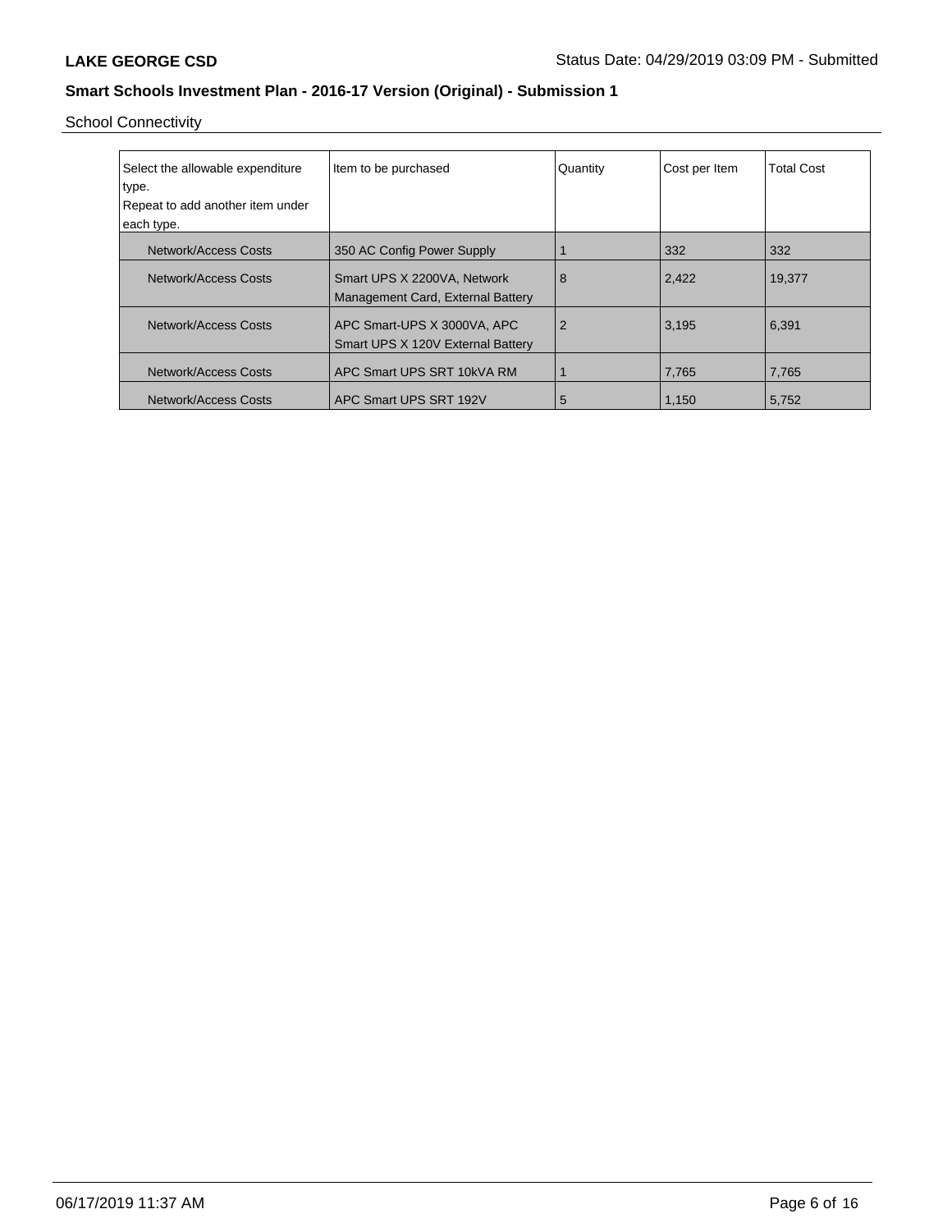School Connectivity

| Select the allowable expenditure type. Repeat to add another item under each type. | Item to be purchased | Quantity | Cost per Item | Total Cost |
|---|---|---|---|---|
| Network/Access Costs | 350 AC Config Power Supply | 1 | 332 | 332 |
| Network/Access Costs | Smart UPS X 2200VA, Network Management Card, External Battery | 8 | 2,422 | 19,377 |
| Network/Access Costs | APC Smart-UPS X 3000VA, APC Smart UPS X 120V External Battery | 2 | 3,195 | 6,391 |
| Network/Access Costs | APC Smart UPS SRT 10kVA RM | 1 | 7,765 | 7,765 |
| Network/Access Costs | APC Smart UPS SRT 192V | 5 | 1,150 | 5,752 |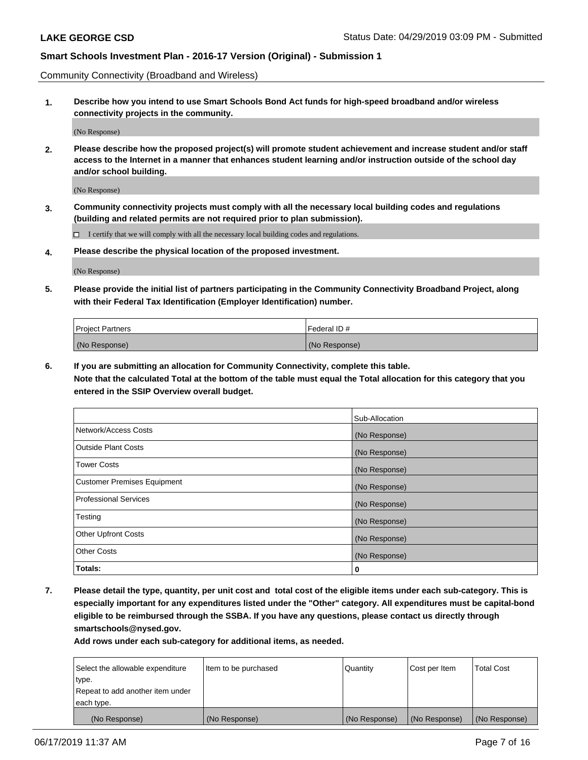Community Connectivity (Broadband and Wireless)

**1. Describe how you intend to use Smart Schools Bond Act funds for high-speed broadband and/or wireless connectivity projects in the community.**

(No Response)

**2. Please describe how the proposed project(s) will promote student achievement and increase student and/or staff access to the Internet in a manner that enhances student learning and/or instruction outside of the school day and/or school building.**

(No Response)

**3. Community connectivity projects must comply with all the necessary local building codes and regulations (building and related permits are not required prior to plan submission).**

☐ I certify that we will comply with all the necessary local building codes and regulations.

**4. Please describe the physical location of the proposed investment.**

(No Response)

**5. Please provide the initial list of partners participating in the Community Connectivity Broadband Project, along with their Federal Tax Identification (Employer Identification) number.**

| Project Partners | Federal ID # |
| --- | --- |
| (No Response) | (No Response) |

**6. If you are submitting an allocation for Community Connectivity, complete this table.**
**Note that the calculated Total at the bottom of the table must equal the Total allocation for this category that you entered in the SSIP Overview overall budget.**

| | Sub-Allocation |
| --- | --- |
| Network/Access Costs | (No Response) |
| Outside Plant Costs | (No Response) |
| Tower Costs | (No Response) |
| Customer Premises Equipment | (No Response) |
| Professional Services | (No Response) |
| Testing | (No Response) |
| Other Upfront Costs | (No Response) |
| Other Costs | (No Response) |
| **Totals:** | **0** |

**7. Please detail the type, quantity, per unit cost and total cost of the eligible items under each sub-category. This is especially important for any expenditures listed under the "Other" category. All expenditures must be capital-bond eligible to be reimbursed through the SSBA. If you have any questions, please contact us directly through smartschools@nysed.gov.**

**Add rows under each sub-category for additional items, as needed.**

| Select the allowable expenditure type. Repeat to add another item under each type. | Item to be purchased | Quantity | Cost per Item | Total Cost |
| --- | --- | --- | --- | --- |
| (No Response) | (No Response) | (No Response) | (No Response) | (No Response) |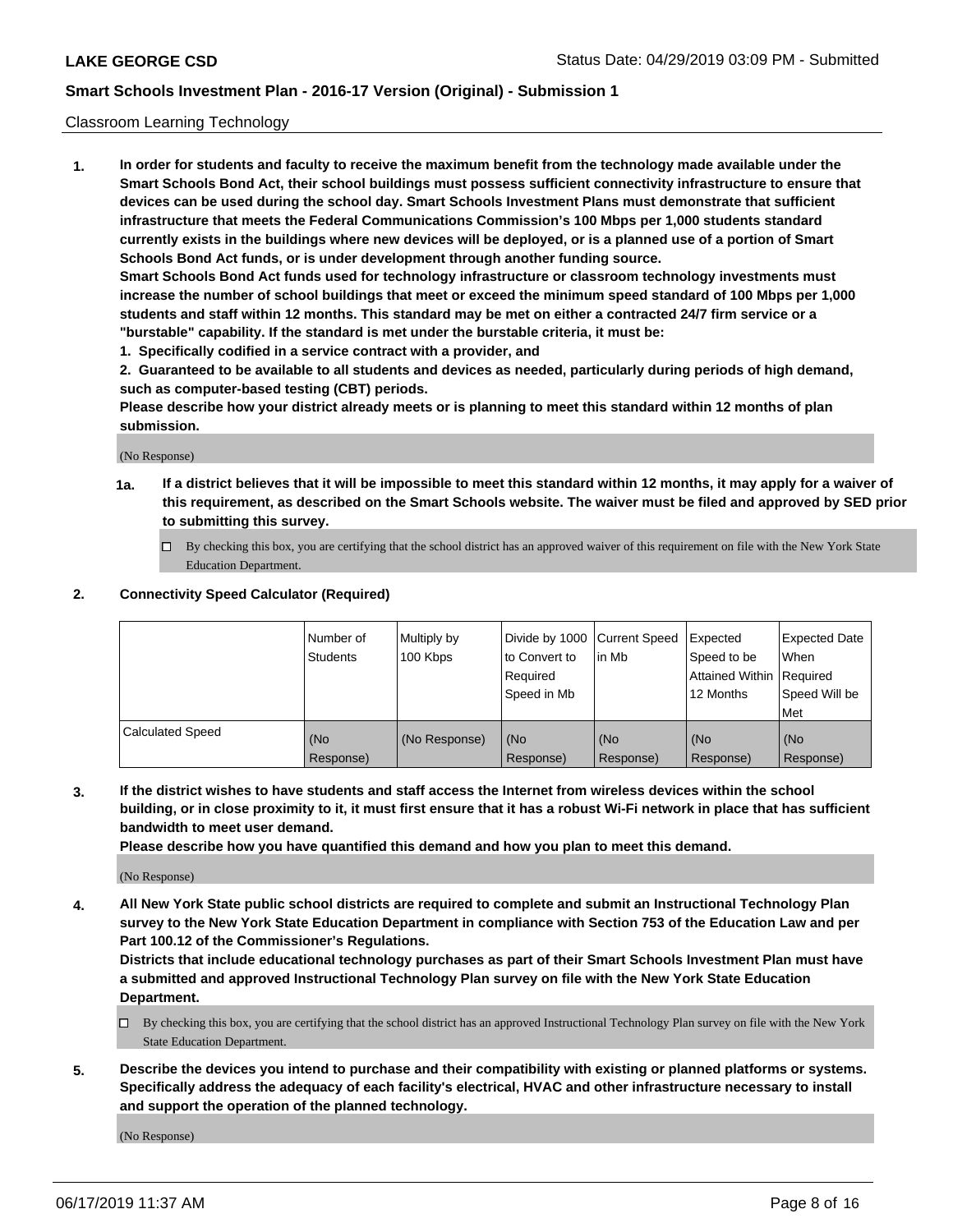Classroom Learning Technology

**1. In order for students and faculty to receive the maximum benefit from the technology made available under the Smart Schools Bond Act, their school buildings must possess sufficient connectivity infrastructure to ensure that devices can be used during the school day. Smart Schools Investment Plans must demonstrate that sufficient infrastructure that meets the Federal Communications Commission's 100 Mbps per 1,000 students standard currently exists in the buildings where new devices will be deployed, or is a planned use of a portion of Smart Schools Bond Act funds, or is under development through another funding source.**

**Smart Schools Bond Act funds used for technology infrastructure or classroom technology investments must increase the number of school buildings that meet or exceed the minimum speed standard of 100 Mbps per 1,000 students and staff within 12 months. This standard may be met on either a contracted 24/7 firm service or a "burstable" capability. If the standard is met under the burstable criteria, it must be:**

**1. Specifically codified in a service contract with a provider, and**

**2. Guaranteed to be available to all students and devices as needed, particularly during periods of high demand, such as computer-based testing (CBT) periods.**

**Please describe how your district already meets or is planning to meet this standard within 12 months of plan submission.**

(No Response)

**1a. If a district believes that it will be impossible to meet this standard within 12 months, it may apply for a waiver of this requirement, as described on the Smart Schools website. The waiver must be filed and approved by SED prior to submitting this survey.**

☐ By checking this box, you are certifying that the school district has an approved waiver of this requirement on file with the New York State Education Department.

**2. Connectivity Speed Calculator (Required)**

| | Number of Students | Multiply by 100 Kbps | Divide by 1000 to Convert to Required Speed in Mb | Current Speed in Mb | Expected Speed to be Attained Within 12 Months | Expected Date When Required Speed Will be Met |
|---|---|---|---|---|---|---|
| Calculated Speed | (No Response) | (No Response) | (No Response) | (No Response) | (No Response) | (No Response) |

**3. If the district wishes to have students and staff access the Internet from wireless devices within the school building, or in close proximity to it, it must first ensure that it has a robust Wi-Fi network in place that has sufficient bandwidth to meet user demand.**

**Please describe how you have quantified this demand and how you plan to meet this demand.**

(No Response)

**4. All New York State public school districts are required to complete and submit an Instructional Technology Plan survey to the New York State Education Department in compliance with Section 753 of the Education Law and per Part 100.12 of the Commissioner's Regulations.**

**Districts that include educational technology purchases as part of their Smart Schools Investment Plan must have a submitted and approved Instructional Technology Plan survey on file with the New York State Education Department.**

☐ By checking this box, you are certifying that the school district has an approved Instructional Technology Plan survey on file with the New York State Education Department.

**5. Describe the devices you intend to purchase and their compatibility with existing or planned platforms or systems. Specifically address the adequacy of each facility's electrical, HVAC and other infrastructure necessary to install and support the operation of the planned technology.**

(No Response)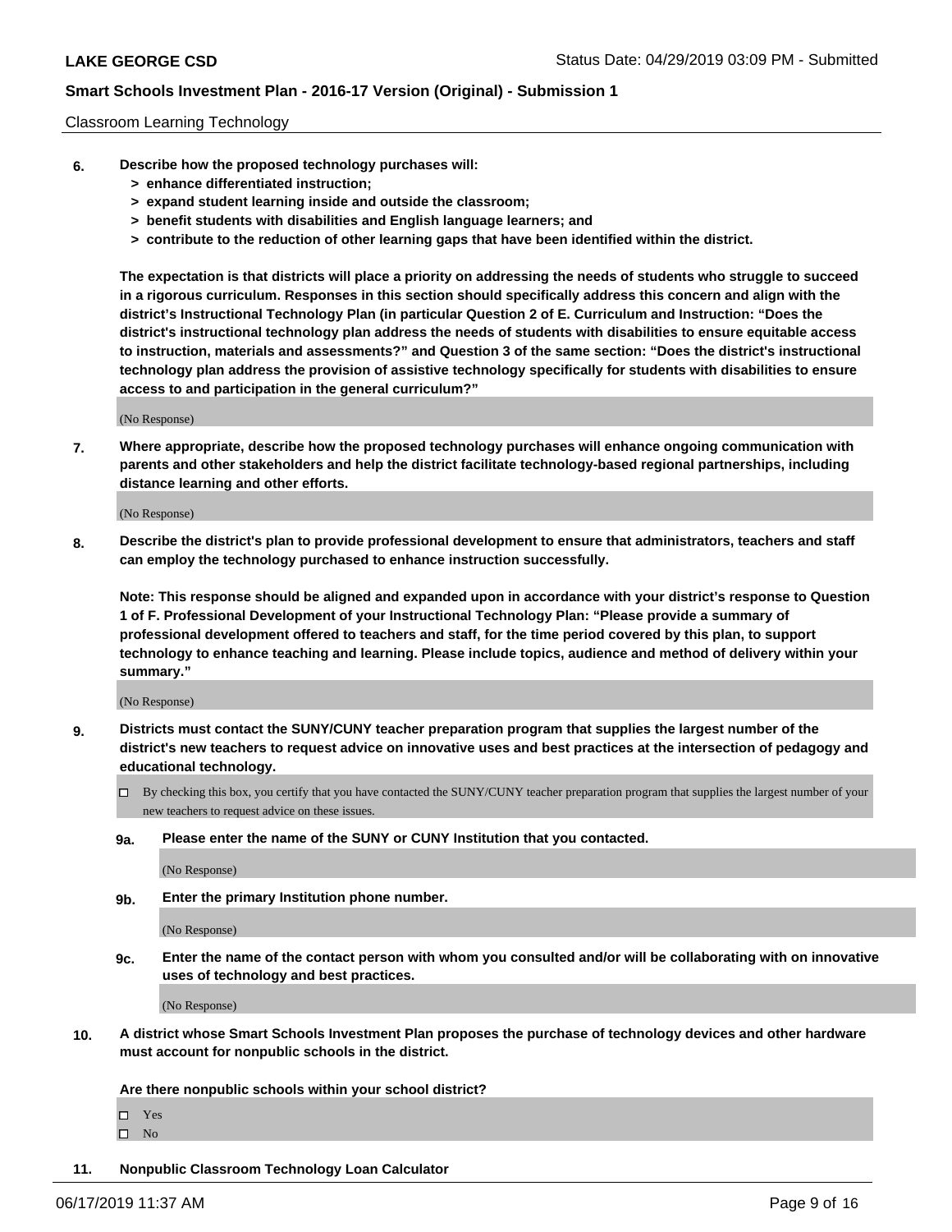Classroom Learning Technology

**6. Describe how the proposed technology purchases will:**
  - **> enhance differentiated instruction;**
  - **> expand student learning inside and outside the classroom;**
  - **> benefit students with disabilities and English language learners; and**
  - **> contribute to the reduction of other learning gaps that have been identified within the district.**

**The expectation is that districts will place a priority on addressing the needs of students who struggle to succeed in a rigorous curriculum. Responses in this section should specifically address this concern and align with the district's Instructional Technology Plan (in particular Question 2 of E. Curriculum and Instruction: "Does the district's instructional technology plan address the needs of students with disabilities to ensure equitable access to instruction, materials and assessments?" and Question 3 of the same section: "Does the district's instructional technology plan address the provision of assistive technology specifically for students with disabilities to ensure access to and participation in the general curriculum?"**

(No Response)

**7. Where appropriate, describe how the proposed technology purchases will enhance ongoing communication with parents and other stakeholders and help the district facilitate technology-based regional partnerships, including distance learning and other efforts.**

(No Response)

**8. Describe the district's plan to provide professional development to ensure that administrators, teachers and staff can employ the technology purchased to enhance instruction successfully.**

**Note: This response should be aligned and expanded upon in accordance with your district's response to Question 1 of F. Professional Development of your Instructional Technology Plan: "Please provide a summary of professional development offered to teachers and staff, for the time period covered by this plan, to support technology to enhance teaching and learning. Please include topics, audience and method of delivery within your summary."**

(No Response)

**9. Districts must contact the SUNY/CUNY teacher preparation program that supplies the largest number of the district's new teachers to request advice on innovative uses and best practices at the intersection of pedagogy and educational technology.**

☐ By checking this box, you certify that you have contacted the SUNY/CUNY teacher preparation program that supplies the largest number of your new teachers to request advice on these issues.

**9a. Please enter the name of the SUNY or CUNY Institution that you contacted.**

(No Response)

**9b. Enter the primary Institution phone number.**

(No Response)

**9c. Enter the name of the contact person with whom you consulted and/or will be collaborating with on innovative uses of technology and best practices.**

(No Response)

**10. A district whose Smart Schools Investment Plan proposes the purchase of technology devices and other hardware must account for nonpublic schools in the district.**

**Are there nonpublic schools within your school district?**

☐ Yes
☐ No

**11. Nonpublic Classroom Technology Loan Calculator**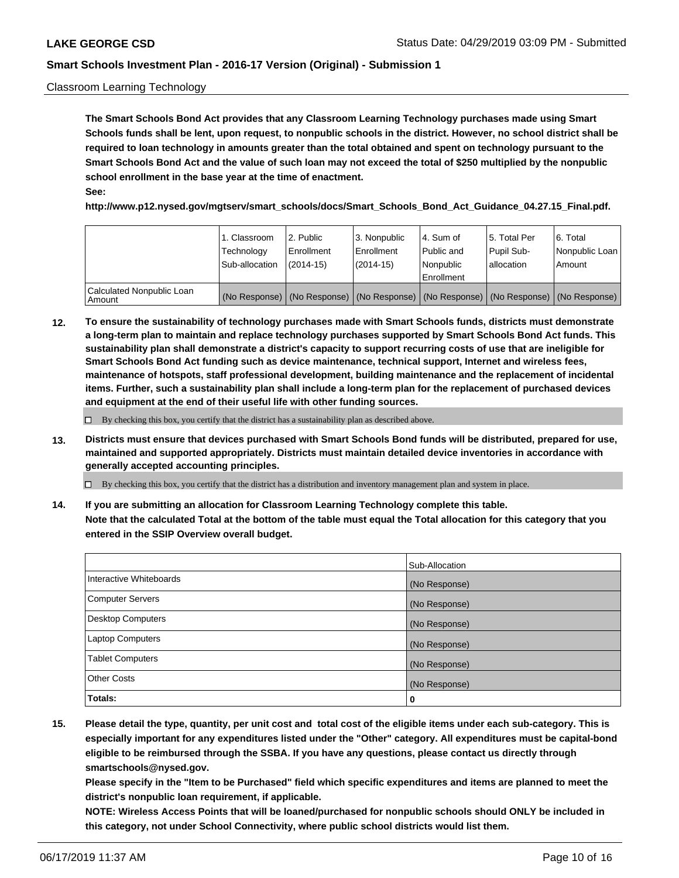Classroom Learning Technology

**The Smart Schools Bond Act provides that any Classroom Learning Technology purchases made using Smart Schools funds shall be lent, upon request, to nonpublic schools in the district. However, no school district shall be required to loan technology in amounts greater than the total obtained and spent on technology pursuant to the Smart Schools Bond Act and the value of such loan may not exceed the total of $250 multiplied by the nonpublic school enrollment in the base year at the time of enactment.**

**See:**

**http://www.p12.nysed.gov/mgtserv/smart_schools/docs/Smart_Schools_Bond_Act_Guidance_04.27.15_Final.pdf.**

| | 1. Classroom Technology Sub-allocation | 2. Public Enrollment (2014-15) | 3. Nonpublic Enrollment (2014-15) | 4. Sum of Public and Nonpublic Enrollment | 5. Total Per Pupil Sub-allocation | 6. Total Nonpublic Loan Amount |
|---|---|---|---|---|---|---|
| Calculated Nonpublic Loan Amount | (No Response) | (No Response) | (No Response) | (No Response) | (No Response) | (No Response) |

**12. To ensure the sustainability of technology purchases made with Smart Schools funds, districts must demonstrate a long-term plan to maintain and replace technology purchases supported by Smart Schools Bond Act funds. This sustainability plan shall demonstrate a district's capacity to support recurring costs of use that are ineligible for Smart Schools Bond Act funding such as device maintenance, technical support, Internet and wireless fees, maintenance of hotspots, staff professional development, building maintenance and the replacement of incidental items. Further, such a sustainability plan shall include a long-term plan for the replacement of purchased devices and equipment at the end of their useful life with other funding sources.**

☐ By checking this box, you certify that the district has a sustainability plan as described above.

**13. Districts must ensure that devices purchased with Smart Schools Bond funds will be distributed, prepared for use, maintained and supported appropriately. Districts must maintain detailed device inventories in accordance with generally accepted accounting principles.**

☐ By checking this box, you certify that the district has a distribution and inventory management plan and system in place.

**14. If you are submitting an allocation for Classroom Learning Technology complete this table. Note that the calculated Total at the bottom of the table must equal the Total allocation for this category that you entered in the SSIP Overview overall budget.**

| | Sub-Allocation |
|---|---|
| Interactive Whiteboards | (No Response) |
| Computer Servers | (No Response) |
| Desktop Computers | (No Response) |
| Laptop Computers | (No Response) |
| Tablet Computers | (No Response) |
| Other Costs | (No Response) |
| **Totals:** | **0** |

**15. Please detail the type, quantity, per unit cost and total cost of the eligible items under each sub-category. This is especially important for any expenditures listed under the "Other" category. All expenditures must be capital-bond eligible to be reimbursed through the SSBA. If you have any questions, please contact us directly through smartschools@nysed.gov.**

**Please specify in the "Item to be Purchased" field which specific expenditures and items are planned to meet the district's nonpublic loan requirement, if applicable.**

**NOTE: Wireless Access Points that will be loaned/purchased for nonpublic schools should ONLY be included in this category, not under School Connectivity, where public school districts would list them.**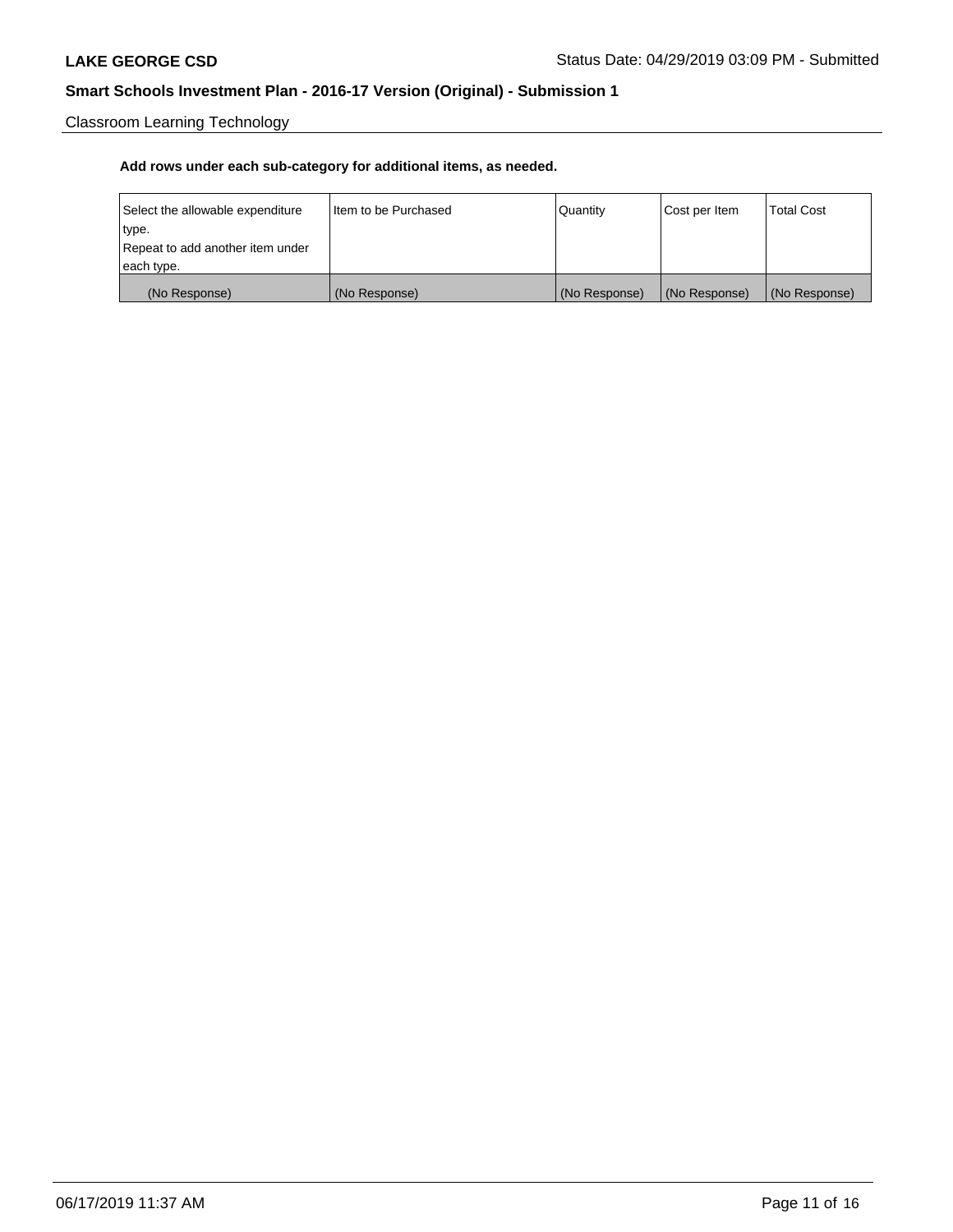Classroom Learning Technology

**Add rows under each sub-category for additional items, as needed.**

| Select the allowable expenditure type. Repeat to add another item under each type. | Item to be Purchased | Quantity | Cost per Item | Total Cost |
|---|---|---|---|---|
| (No Response) | (No Response) | (No Response) | (No Response) | (No Response) |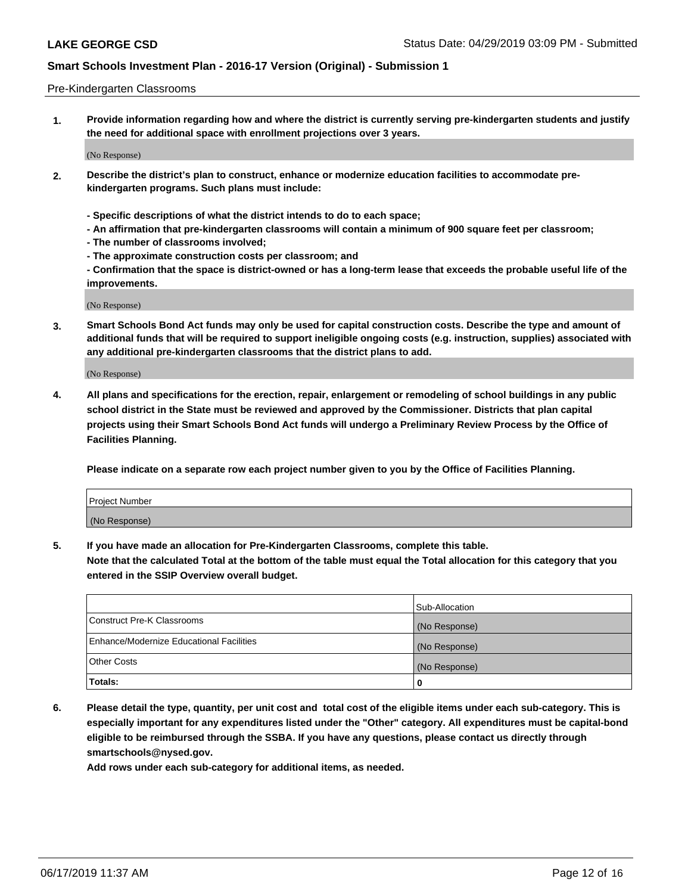Pre-Kindergarten Classrooms

**1. Provide information regarding how and where the district is currently serving pre-kindergarten students and justify the need for additional space with enrollment projections over 3 years.**

(No Response)

**2. Describe the district's plan to construct, enhance or modernize education facilities to accommodate pre-kindergarten programs. Such plans must include:**

**- Specific descriptions of what the district intends to do to each space;**
**- An affirmation that pre-kindergarten classrooms will contain a minimum of 900 square feet per classroom;**
**- The number of classrooms involved;**
**- The approximate construction costs per classroom; and**
**- Confirmation that the space is district-owned or has a long-term lease that exceeds the probable useful life of the improvements.**

(No Response)

**3. Smart Schools Bond Act funds may only be used for capital construction costs. Describe the type and amount of additional funds that will be required to support ineligible ongoing costs (e.g. instruction, supplies) associated with any additional pre-kindergarten classrooms that the district plans to add.**

(No Response)

**4. All plans and specifications for the erection, repair, enlargement or remodeling of school buildings in any public school district in the State must be reviewed and approved by the Commissioner. Districts that plan capital projects using their Smart Schools Bond Act funds will undergo a Preliminary Review Process by the Office of Facilities Planning.**

**Please indicate on a separate row each project number given to you by the Office of Facilities Planning.**

| Project Number |
|---|
| (No Response) |

**5. If you have made an allocation for Pre-Kindergarten Classrooms, complete this table.**
**Note that the calculated Total at the bottom of the table must equal the Total allocation for this category that you entered in the SSIP Overview overall budget.**

| | Sub-Allocation |
|---|---|
| Construct Pre-K Classrooms | (No Response) |
| Enhance/Modernize Educational Facilities | (No Response) |
| Other Costs | (No Response) |
| **Totals:** | **0** |

**6. Please detail the type, quantity, per unit cost and total cost of the eligible items under each sub-category. This is especially important for any expenditures listed under the "Other" category. All expenditures must be capital-bond eligible to be reimbursed through the SSBA. If you have any questions, please contact us directly through smartschools@nysed.gov.**
**Add rows under each sub-category for additional items, as needed.**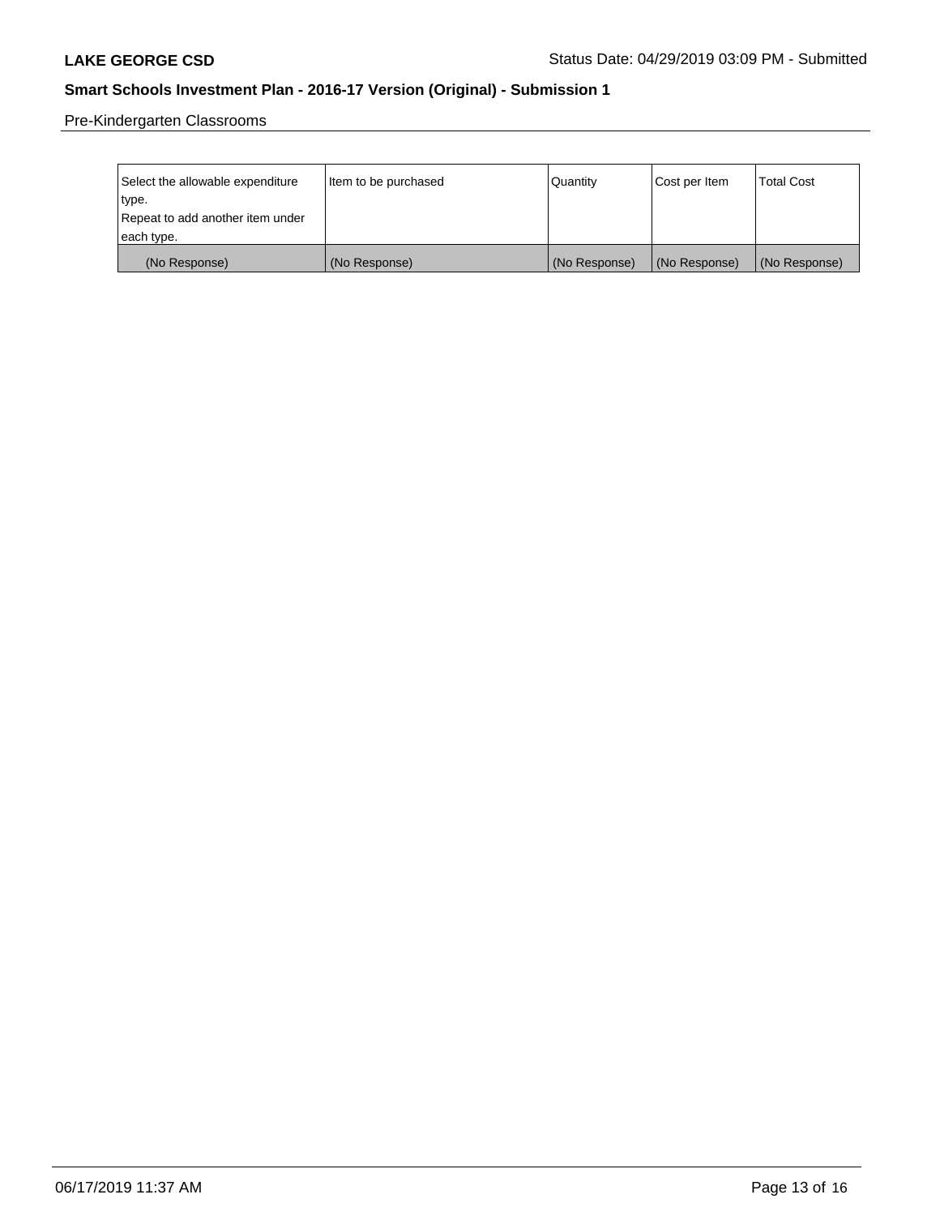Pre-Kindergarten Classrooms

| Select the allowable expenditure type. Repeat to add another item under each type. | Item to be purchased | Quantity | Cost per Item | Total Cost |
|---|---|---|---|---|
| (No Response) | (No Response) | (No Response) | (No Response) | (No Response) |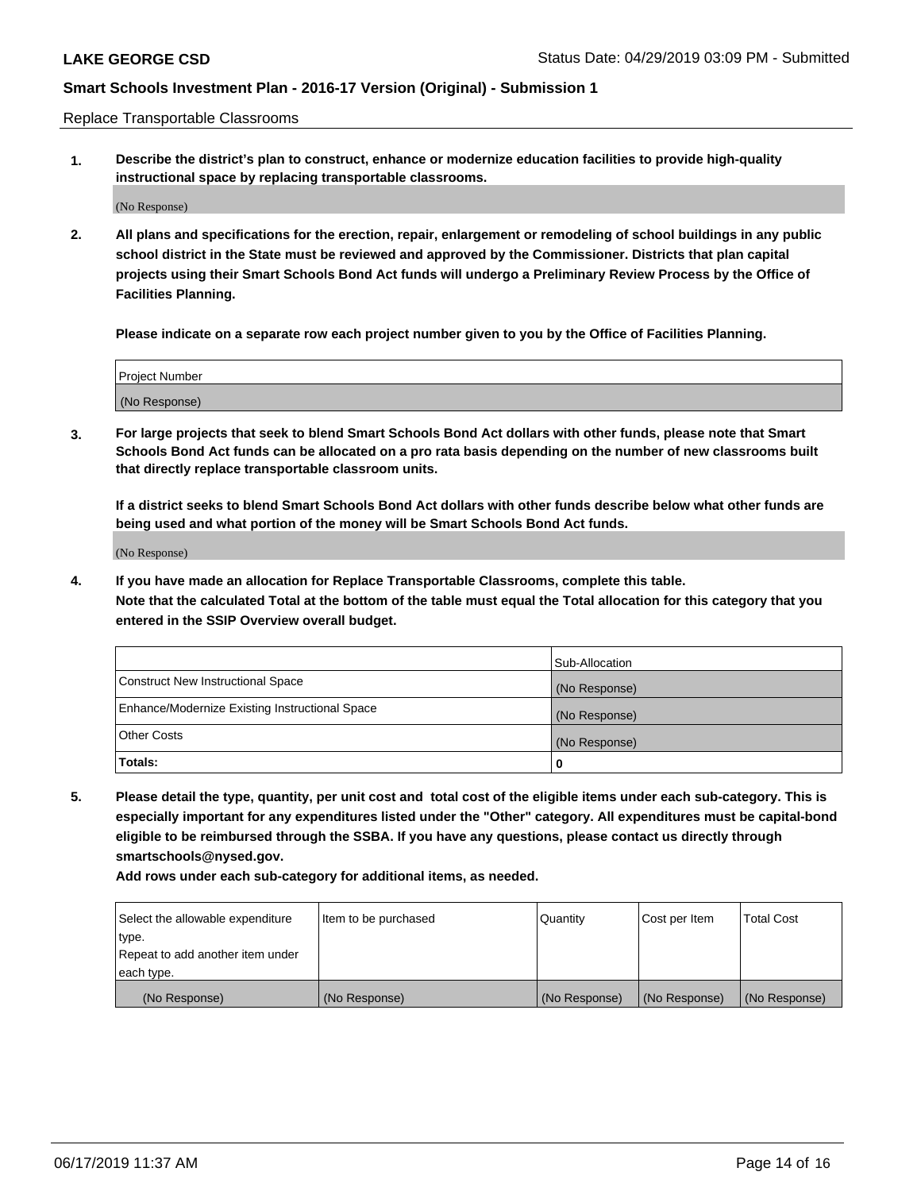Replace Transportable Classrooms

1. **Describe the district's plan to construct, enhance or modernize education facilities to provide high-quality instructional space by replacing transportable classrooms.**

   (No Response)

2. **All plans and specifications for the erection, repair, enlargement or remodeling of school buildings in any public school district in the State must be reviewed and approved by the Commissioner. Districts that plan capital projects using their Smart Schools Bond Act funds will undergo a Preliminary Review Process by the Office of Facilities Planning.**

   **Please indicate on a separate row each project number given to you by the Office of Facilities Planning.**

| Project Number |
|---|
| (No Response) |

3. **For large projects that seek to blend Smart Schools Bond Act dollars with other funds, please note that Smart Schools Bond Act funds can be allocated on a pro rata basis depending on the number of new classrooms built that directly replace transportable classroom units.**

   **If a district seeks to blend Smart Schools Bond Act dollars with other funds describe below what other funds are being used and what portion of the money will be Smart Schools Bond Act funds.**

   (No Response)

4. **If you have made an allocation for Replace Transportable Classrooms, complete this table. Note that the calculated Total at the bottom of the table must equal the Total allocation for this category that you entered in the SSIP Overview overall budget.**

| | Sub-Allocation |
|---|---|
| Construct New Instructional Space | (No Response) |
| Enhance/Modernize Existing Instructional Space | (No Response) |
| Other Costs | (No Response) |
| **Totals:** | 0 |

5. **Please detail the type, quantity, per unit cost and total cost of the eligible items under each sub-category. This is especially important for any expenditures listed under the "Other" category. All expenditures must be capital-bond eligible to be reimbursed through the SSBA. If you have any questions, please contact us directly through smartschools@nysed.gov.**

   **Add rows under each sub-category for additional items, as needed.**

| Select the allowable expenditure type. Repeat to add another item under each type. | Item to be purchased | Quantity | Cost per Item | Total Cost |
|---|---|---|---|---|
| (No Response) | (No Response) | (No Response) | (No Response) | (No Response) |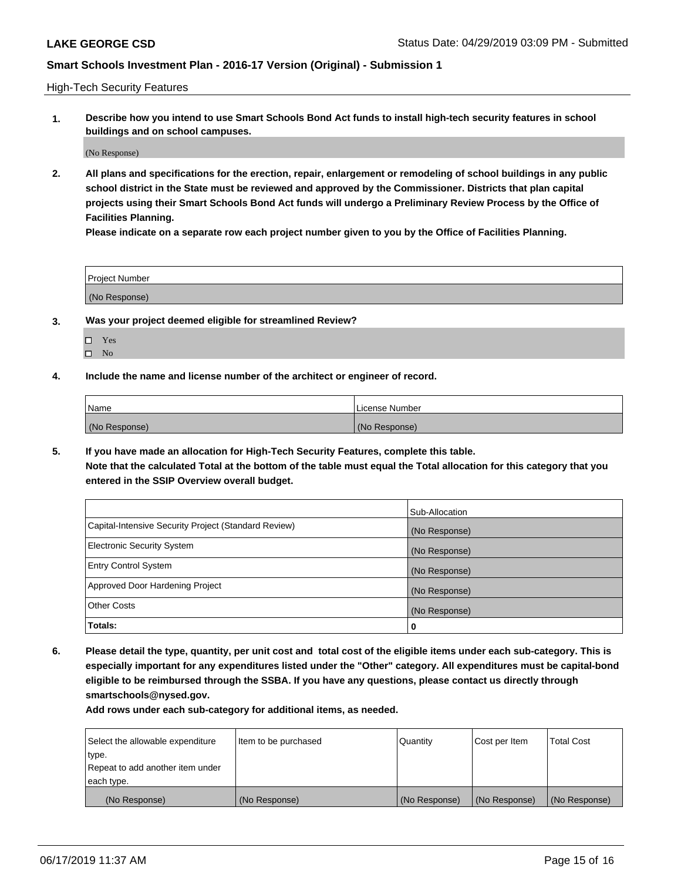High-Tech Security Features

**1. Describe how you intend to use Smart Schools Bond Act funds to install high-tech security features in school buildings and on school campuses.**

(No Response)

**2. All plans and specifications for the erection, repair, enlargement or remodeling of school buildings in any public school district in the State must be reviewed and approved by the Commissioner. Districts that plan capital projects using their Smart Schools Bond Act funds will undergo a Preliminary Review Process by the Office of Facilities Planning.**

**Please indicate on a separate row each project number given to you by the Office of Facilities Planning.**

| Project Number |
| --- |
| (No Response) |

**3. Was your project deemed eligible for streamlined Review?**

- ☐ Yes
- ☐ No

**4. Include the name and license number of the architect or engineer of record.**

| Name | License Number |
| --- | --- |
| (No Response) | (No Response) |

**5. If you have made an allocation for High-Tech Security Features, complete this table.**
**Note that the calculated Total at the bottom of the table must equal the Total allocation for this category that you entered in the SSIP Overview overall budget.**

| | Sub-Allocation |
| --- | --- |
| Capital-Intensive Security Project (Standard Review) | (No Response) |
| Electronic Security System | (No Response) |
| Entry Control System | (No Response) |
| Approved Door Hardening Project | (No Response) |
| Other Costs | (No Response) |
| **Totals:** | **0** |

**6. Please detail the type, quantity, per unit cost and total cost of the eligible items under each sub-category. This is especially important for any expenditures listed under the "Other" category. All expenditures must be capital-bond eligible to be reimbursed through the SSBA. If you have any questions, please contact us directly through smartschools@nysed.gov.**

**Add rows under each sub-category for additional items, as needed.**

| Select the allowable expenditure type. Repeat to add another item under each type. | Item to be purchased | Quantity | Cost per Item | Total Cost |
| --- | --- | --- | --- | --- |
| (No Response) | (No Response) | (No Response) | (No Response) | (No Response) |